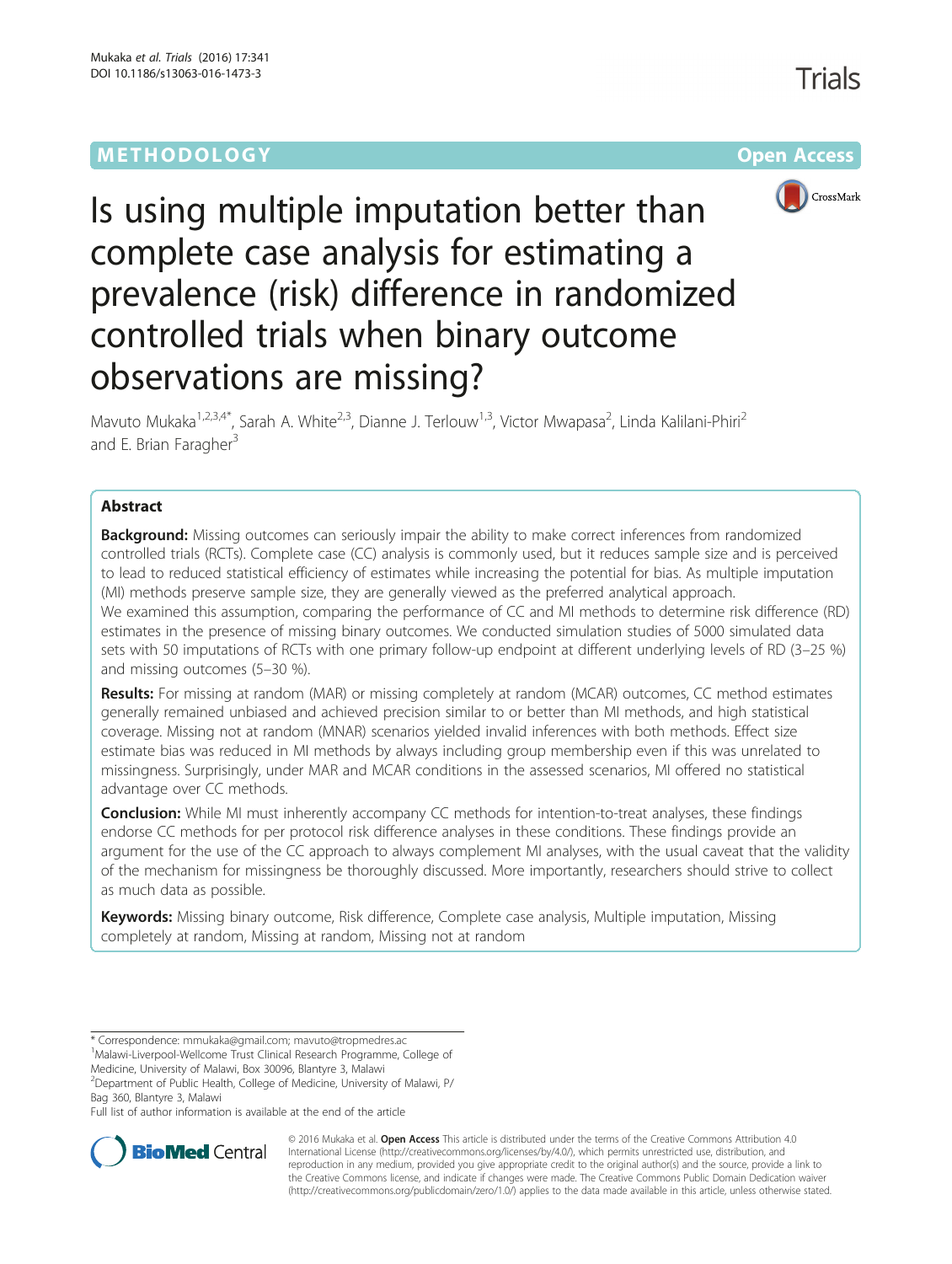METHODOLOGY Open Access

# Is using multiple imputation better than complete case analysis for estimating a prevalence (risk) difference in randomized controlled trials when binary outcome observations are missing?

Mavuto Mukaka[1,2,3,4*], Sarah A. White[2,3], Dianne J. Terlouw[1,3], Victor Mwapasa[2], Linda Kalilani-Phiri[2] and E. Brian Faragher[3]

## Abstract

**Background:** Missing outcomes can seriously impair the ability to make correct inferences from randomized controlled trials (RCTs). Complete case (CC) analysis is commonly used, but it reduces sample size and is perceived to lead to reduced statistical efficiency of estimates while increasing the potential for bias. As multiple imputation (MI) methods preserve sample size, they are generally viewed as the preferred analytical approach.

We examined this assumption, comparing the performance of CC and MI methods to determine risk difference (RD) estimates in the presence of missing binary outcomes. We conducted simulation studies of 5000 simulated data sets with 50 imputations of RCTs with one primary follow-up endpoint at different underlying levels of RD (3–25 %) and missing outcomes (5–30 %).

**Results:** For missing at random (MAR) or missing completely at random (MCAR) outcomes, CC method estimates generally remained unbiased and achieved precision similar to or better than MI methods, and high statistical coverage. Missing not at random (MNAR) scenarios yielded invalid inferences with both methods. Effect size estimate bias was reduced in MI methods by always including group membership even if this was unrelated to missingness. Surprisingly, under MAR and MCAR conditions in the assessed scenarios, MI offered no statistical advantage over CC methods.

**Conclusion:** While MI must inherently accompany CC methods for intention-to-treat analyses, these findings endorse CC methods for per protocol risk difference analyses in these conditions. These findings provide an argument for the use of the CC approach to always complement MI analyses, with the usual caveat that the validity of the mechanism for missingness be thoroughly discussed. More importantly, researchers should strive to collect as much data as possible.

**Keywords:** Missing binary outcome, Risk difference, Complete case analysis, Multiple imputation, Missing completely at random, Missing at random, Missing not at random

---

\* Correspondence: mmukaka@gmail.com; mavuto@tropmedres.ac

[1]Malawi-Liverpool-Wellcome Trust Clinical Research Programme, College of Medicine, University of Malawi, Box 30096, Blantyre 3, Malawi

[2]Department of Public Health, College of Medicine, University of Malawi, P/Bag 360, Blantyre 3, Malawi

Full list of author information is available at the end of the article

© 2016 Mukaka et al. **Open Access** This article is distributed under the terms of the Creative Commons Attribution 4.0 International License (http://creativecommons.org/licenses/by/4.0/), which permits unrestricted use, distribution, and reproduction in any medium, provided you give appropriate credit to the original author(s) and the source, provide a link to the Creative Commons license, and indicate if changes were made. The Creative Commons Public Domain Dedication waiver (http://creativecommons.org/publicdomain/zero/1.0/) applies to the data made available in this article, unless otherwise stated.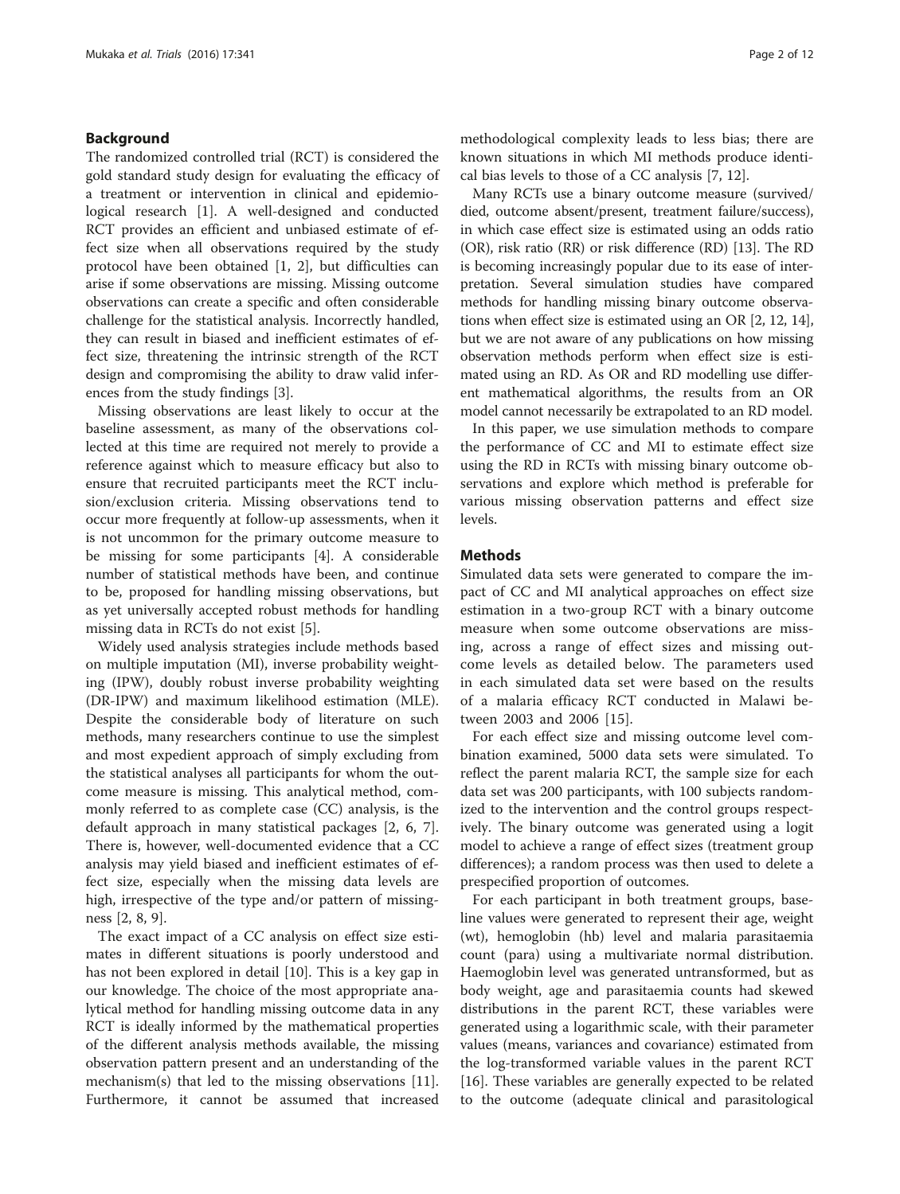## Background

The randomized controlled trial (RCT) is considered the gold standard study design for evaluating the efficacy of a treatment or intervention in clinical and epidemiological research [1]. A well-designed and conducted RCT provides an efficient and unbiased estimate of effect size when all observations required by the study protocol have been obtained [1, 2], but difficulties can arise if some observations are missing. Missing outcome observations can create a specific and often considerable challenge for the statistical analysis. Incorrectly handled, they can result in biased and inefficient estimates of effect size, threatening the intrinsic strength of the RCT design and compromising the ability to draw valid inferences from the study findings [3].

Missing observations are least likely to occur at the baseline assessment, as many of the observations collected at this time are required not merely to provide a reference against which to measure efficacy but also to ensure that recruited participants meet the RCT inclusion/exclusion criteria. Missing observations tend to occur more frequently at follow-up assessments, when it is not uncommon for the primary outcome measure to be missing for some participants [4]. A considerable number of statistical methods have been, and continue to be, proposed for handling missing observations, but as yet universally accepted robust methods for handling missing data in RCTs do not exist [5].

Widely used analysis strategies include methods based on multiple imputation (MI), inverse probability weighting (IPW), doubly robust inverse probability weighting (DR-IPW) and maximum likelihood estimation (MLE). Despite the considerable body of literature on such methods, many researchers continue to use the simplest and most expedient approach of simply excluding from the statistical analyses all participants for whom the outcome measure is missing. This analytical method, commonly referred to as complete case (CC) analysis, is the default approach in many statistical packages [2, 6, 7]. There is, however, well-documented evidence that a CC analysis may yield biased and inefficient estimates of effect size, especially when the missing data levels are high, irrespective of the type and/or pattern of missingness [2, 8, 9].

The exact impact of a CC analysis on effect size estimates in different situations is poorly understood and has not been explored in detail [10]. This is a key gap in our knowledge. The choice of the most appropriate analytical method for handling missing outcome data in any RCT is ideally informed by the mathematical properties of the different analysis methods available, the missing observation pattern present and an understanding of the mechanism(s) that led to the missing observations [11]. Furthermore, it cannot be assumed that increased methodological complexity leads to less bias; there are known situations in which MI methods produce identical bias levels to those of a CC analysis [7, 12].

Many RCTs use a binary outcome measure (survived/died, outcome absent/present, treatment failure/success), in which case effect size is estimated using an odds ratio (OR), risk ratio (RR) or risk difference (RD) [13]. The RD is becoming increasingly popular due to its ease of interpretation. Several simulation studies have compared methods for handling missing binary outcome observations when effect size is estimated using an OR [2, 12, 14], but we are not aware of any publications on how missing observation methods perform when effect size is estimated using an RD. As OR and RD modelling use different mathematical algorithms, the results from an OR model cannot necessarily be extrapolated to an RD model.

In this paper, we use simulation methods to compare the performance of CC and MI to estimate effect size using the RD in RCTs with missing binary outcome observations and explore which method is preferable for various missing observation patterns and effect size levels.

## Methods

Simulated data sets were generated to compare the impact of CC and MI analytical approaches on effect size estimation in a two-group RCT with a binary outcome measure when some outcome observations are missing, across a range of effect sizes and missing outcome levels as detailed below. The parameters used in each simulated data set were based on the results of a malaria efficacy RCT conducted in Malawi between 2003 and 2006 [15].

For each effect size and missing outcome level combination examined, 5000 data sets were simulated. To reflect the parent malaria RCT, the sample size for each data set was 200 participants, with 100 subjects randomized to the intervention and the control groups respectively. The binary outcome was generated using a logit model to achieve a range of effect sizes (treatment group differences); a random process was then used to delete a prespecified proportion of outcomes.

For each participant in both treatment groups, baseline values were generated to represent their age, weight (wt), hemoglobin (hb) level and malaria parasitaemia count (para) using a multivariate normal distribution. Haemoglobin level was generated untransformed, but as body weight, age and parasitaemia counts had skewed distributions in the parent RCT, these variables were generated using a logarithmic scale, with their parameter values (means, variances and covariance) estimated from the log-transformed variable values in the parent RCT [16]. These variables are generally expected to be related to the outcome (adequate clinical and parasitological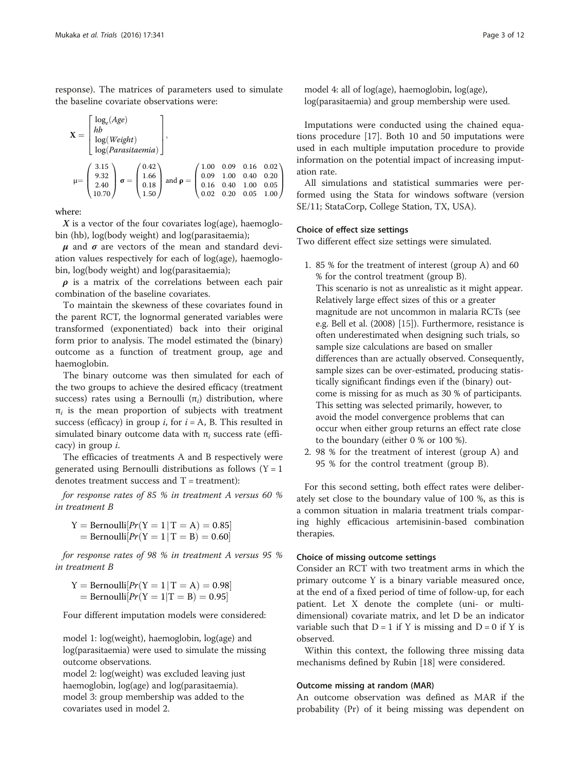response). The matrices of parameters used to simulate the baseline covariate observations were:

$$\mathbf{X} = \begin{bmatrix} \log_e(Age) \\ hb \\ \log(Weight) \\ \log(Parasitaemia) \end{bmatrix},$$

$$\mu = \begin{pmatrix} 3.15 \\ 9.32 \\ 2.40 \\ 10.70 \end{pmatrix} \ \boldsymbol{\sigma} = \begin{pmatrix} 0.42 \\ 1.66 \\ 0.18 \\ 1.50 \end{pmatrix} \text{ and } \boldsymbol{\rho} = \begin{pmatrix} 1.00 & 0.09 & 0.16 & 0.02 \\ 0.09 & 1.00 & 0.40 & 0.20 \\ 0.16 & 0.40 & 1.00 & 0.05 \\ 0.02 & 0.20 & 0.05 & 1.00 \end{pmatrix}$$

where:

$\boldsymbol{X}$ is a vector of the four covariates log(age), haemoglobin (hb), log(body weight) and log(parasitaemia);

$\boldsymbol{\mu}$ and $\boldsymbol{\sigma}$ are vectors of the mean and standard deviation values respectively for each of log(age), haemoglobin, log(body weight) and log(parasitaemia);

$\boldsymbol{\rho}$ is a matrix of the correlations between each pair combination of the baseline covariates.

To maintain the skewness of these covariates found in the parent RCT, the lognormal generated variables were transformed (exponentiated) back into their original form prior to analysis. The model estimated the (binary) outcome as a function of treatment group, age and haemoglobin.

The binary outcome was then simulated for each of the two groups to achieve the desired efficacy (treatment success) rates using a Bernoulli ($\pi_i$) distribution, where $\pi_i$ is the mean proportion of subjects with treatment success (efficacy) in group $i$, for $i$ = A, B. This resulted in simulated binary outcome data with $\pi_i$ success rate (efficacy) in group $i$.

The efficacies of treatments A and B respectively were generated using Bernoulli distributions as follows (Y = 1 denotes treatment success and T = treatment):

*for response rates of 85 % in treatment A versus 60 % in treatment B*

$$\begin{aligned} \text{Y} &= \text{Bernoulli}[Pr(\text{Y} = 1 \mid \text{T} = \text{A}) = 0.85] \\ &= \text{Bernoulli}[Pr(\text{Y} = 1 \mid \text{T} = \text{B}) = 0.60] \end{aligned}$$

*for response rates of 98 % in treatment A versus 95 % in treatment B*

$$\begin{aligned} \text{Y} &= \text{Bernoulli}[Pr(\text{Y} = 1 \mid \text{T} = \text{A}) = 0.98] \\ &= \text{Bernoulli}[Pr(\text{Y} = 1 \mid \text{T} = \text{B}) = 0.95] \end{aligned}$$

Four different imputation models were considered:

model 1: log(weight), haemoglobin, log(age) and log(parasitaemia) were used to simulate the missing outcome observations.
model 2: log(weight) was excluded leaving just haemoglobin, log(age) and log(parasitaemia).
model 3: group membership was added to the covariates used in model 2.
model 4: all of log(age), haemoglobin, log(age), log(parasitaemia) and group membership were used.

Imputations were conducted using the chained equations procedure [17]. Both 10 and 50 imputations were used in each multiple imputation procedure to provide information on the potential impact of increasing imputation rate.

All simulations and statistical summaries were performed using the Stata for windows software (version SE/11; StataCorp, College Station, TX, USA).

### Choice of effect size settings

Two different effect size settings were simulated.

1. 85 % for the treatment of interest (group A) and 60 % for the control treatment (group B).
   This scenario is not as unrealistic as it might appear. Relatively large effect sizes of this or a greater magnitude are not uncommon in malaria RCTs (see e.g. Bell et al. (2008) [15]). Furthermore, resistance is often underestimated when designing such trials, so sample size calculations are based on smaller differences than are actually observed. Consequently, sample sizes can be over-estimated, producing statistically significant findings even if the (binary) outcome is missing for as much as 30 % of participants. This setting was selected primarily, however, to avoid the model convergence problems that can occur when either group returns an effect rate close to the boundary (either 0 % or 100 %).
2. 98 % for the treatment of interest (group A) and 95 % for the control treatment (group B).

For this second setting, both effect rates were deliberately set close to the boundary value of 100 %, as this is a common situation in malaria treatment trials comparing highly efficacious artemisinin-based combination therapies.

### Choice of missing outcome settings

Consider an RCT with two treatment arms in which the primary outcome Y is a binary variable measured once, at the end of a fixed period of time of follow-up, for each patient. Let X denote the complete (uni- or multi-dimensional) covariate matrix, and let D be an indicator variable such that D = 1 if Y is missing and D = 0 if Y is observed.

Within this context, the following three missing data mechanisms defined by Rubin [18] were considered.

### Outcome missing at random (MAR)

An outcome observation was defined as MAR if the probability (Pr) of it being missing was dependent on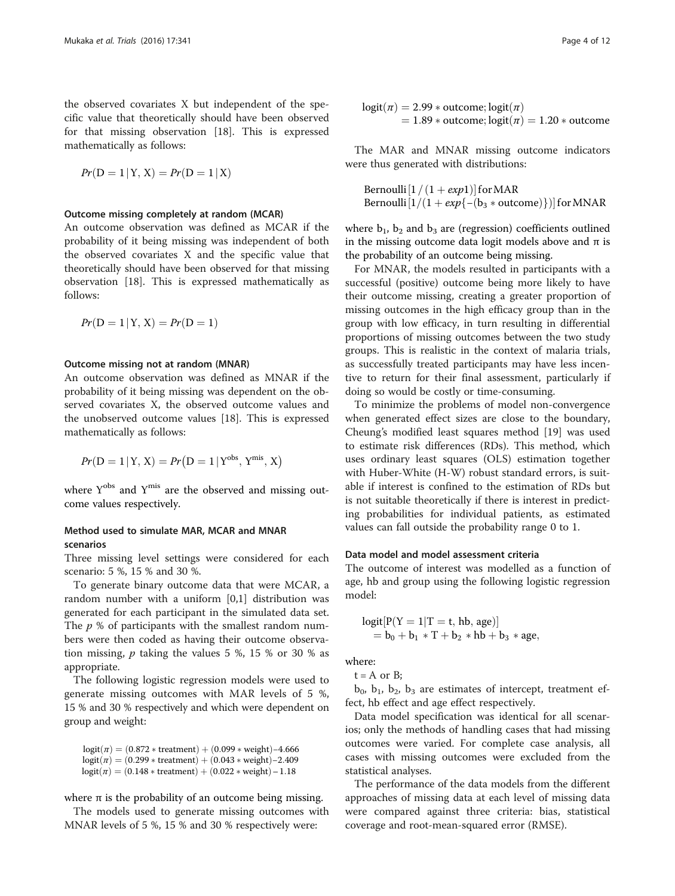the observed covariates X but independent of the specific value that theoretically should have been observed for that missing observation [18]. This is expressed mathematically as follows:

$$Pr(\mathrm{D} = 1 \,|\, \mathrm{Y}, \mathrm{X}) = Pr(\mathrm{D} = 1 \,|\, \mathrm{X})$$

#### Outcome missing completely at random (MCAR)

An outcome observation was defined as MCAR if the probability of it being missing was independent of both the observed covariates X and the specific value that theoretically should have been observed for that missing observation [18]. This is expressed mathematically as follows:

$$Pr(\mathrm{D} = 1 \,|\, \mathrm{Y}, \mathrm{X}) = Pr(\mathrm{D} = 1)$$

#### Outcome missing not at random (MNAR)

An outcome observation was defined as MNAR if the probability of it being missing was dependent on the observed covariates X, the observed outcome values and the unobserved outcome values [18]. This is expressed mathematically as follows:

$$Pr(\mathrm{D} = 1 \,|\, \mathrm{Y}, \mathrm{X}) = Pr\left(\mathrm{D} = 1 \,|\, \mathrm{Y}^{\mathrm{obs}}, \mathrm{Y}^{\mathrm{mis}}, \mathrm{X}\right)$$

where $\mathrm{Y}^{\mathrm{obs}}$ and $\mathrm{Y}^{\mathrm{mis}}$ are the observed and missing outcome values respectively.

### Method used to simulate MAR, MCAR and MNAR scenarios

Three missing level settings were considered for each scenario: 5 %, 15 % and 30 %.

To generate binary outcome data that were MCAR, a random number with a uniform [0,1] distribution was generated for each participant in the simulated data set. The *p* % of participants with the smallest random numbers were then coded as having their outcome observation missing, *p* taking the values 5 %, 15 % or 30 % as appropriate.

The following logistic regression models were used to generate missing outcomes with MAR levels of 5 %, 15 % and 30 % respectively and which were dependent on group and weight:

$$\mathrm{logit}(\pi) = (0.872 * \mathrm{treatment}) + (0.099 * \mathrm{weight}) - 4.666$$
$$\mathrm{logit}(\pi) = (0.299 * \mathrm{treatment}) + (0.043 * \mathrm{weight}) - 2.409$$
$$\mathrm{logit}(\pi) = (0.148 * \mathrm{treatment}) + (0.022 * \mathrm{weight}) - 1.18$$

where π is the probability of an outcome being missing.

The models used to generate missing outcomes with MNAR levels of 5 %, 15 % and 30 % respectively were:

$$\mathrm{logit}(\pi) = 2.99 * \mathrm{outcome}; \mathrm{logit}(\pi) = 1.89 * \mathrm{outcome}; \mathrm{logit}(\pi) = 1.20 * \mathrm{outcome}$$

The MAR and MNAR missing outcome indicators were thus generated with distributions:

$$\mathrm{Bernoulli}\left[1/(1 + exp1)\right] \text{ for MAR}$$
$$\mathrm{Bernoulli}\left[1/(1 + exp\{-(\mathrm{b}_3 * \mathrm{outcome})\})\right] \text{ for MNAR}$$

where $\mathrm{b}_1$, $\mathrm{b}_2$ and $\mathrm{b}_3$ are (regression) coefficients outlined in the missing outcome data logit models above and π is the probability of an outcome being missing.

For MNAR, the models resulted in participants with a successful (positive) outcome being more likely to have their outcome missing, creating a greater proportion of missing outcomes in the high efficacy group than in the group with low efficacy, in turn resulting in differential proportions of missing outcomes between the two study groups. This is realistic in the context of malaria trials, as successfully treated participants may have less incentive to return for their final assessment, particularly if doing so would be costly or time-consuming.

To minimize the problems of model non-convergence when generated effect sizes are close to the boundary, Cheung's modified least squares method [19] was used to estimate risk differences (RDs). This method, which uses ordinary least squares (OLS) estimation together with Huber-White (H-W) robust standard errors, is suitable if interest is confined to the estimation of RDs but is not suitable theoretically if there is interest in predicting probabilities for individual patients, as estimated values can fall outside the probability range 0 to 1.

#### Data model and model assessment criteria

The outcome of interest was modelled as a function of age, hb and group using the following logistic regression model:

$$\mathrm{logit}[\mathrm{P}(\mathrm{Y} = 1|\mathrm{T} = \mathrm{t}, \mathrm{hb}, \mathrm{age})] = \mathrm{b}_0 + \mathrm{b}_1 * \mathrm{T} + \mathrm{b}_2 * \mathrm{hb} + \mathrm{b}_3 * \mathrm{age},$$

where:

t = A or B;

$\mathrm{b}_0$, $\mathrm{b}_1$, $\mathrm{b}_2$, $\mathrm{b}_3$ are estimates of intercept, treatment effect, hb effect and age effect respectively.

Data model specification was identical for all scenarios; only the methods of handling cases that had missing outcomes were varied. For complete case analysis, all cases with missing outcomes were excluded from the statistical analyses.

The performance of the data models from the different approaches of missing data at each level of missing data were compared against three criteria: bias, statistical coverage and root-mean-squared error (RMSE).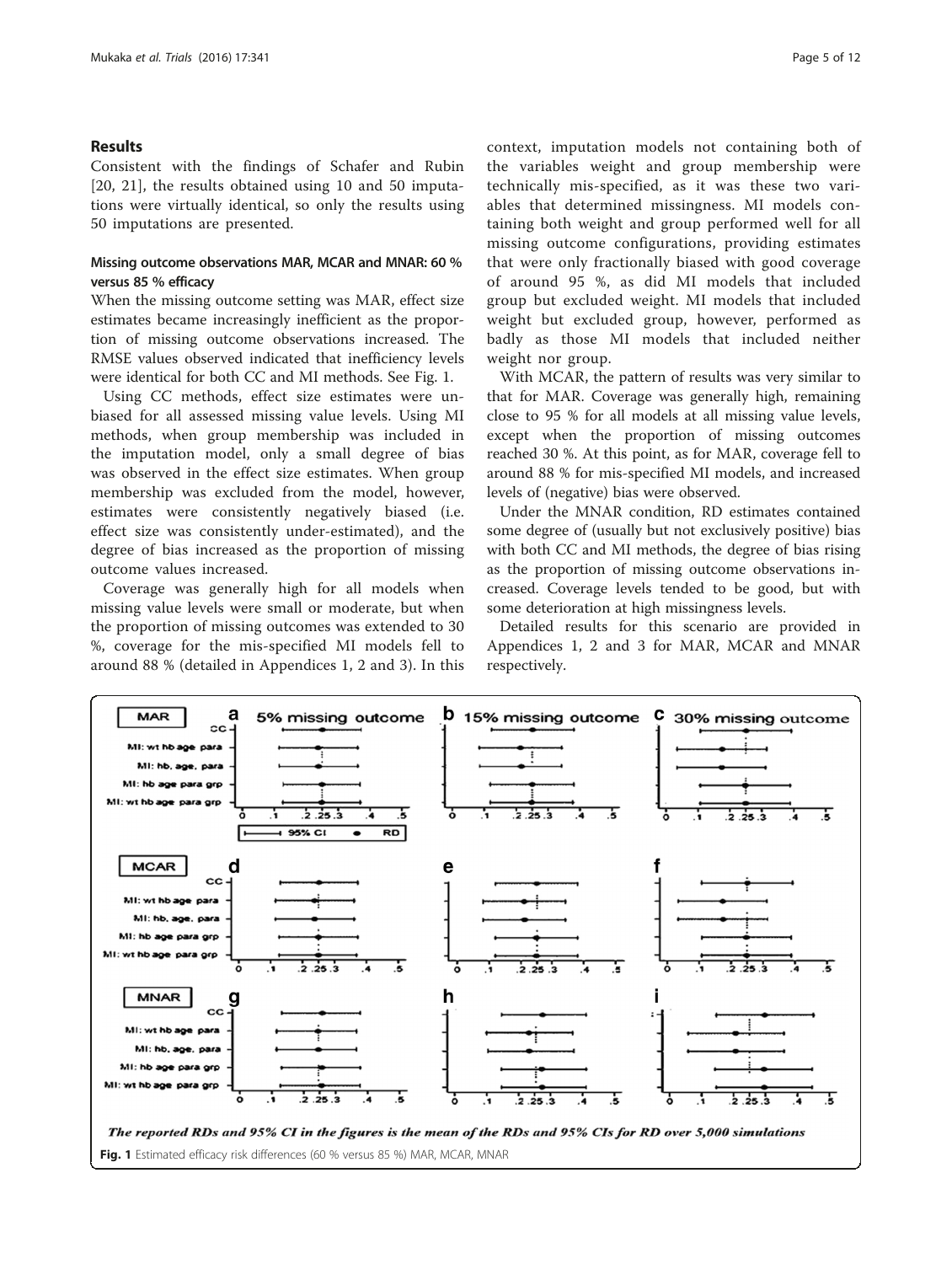## Results

Consistent with the findings of Schafer and Rubin [20, 21], the results obtained using 10 and 50 imputations were virtually identical, so only the results using 50 imputations are presented.

### Missing outcome observations MAR, MCAR and MNAR: 60 % versus 85 % efficacy

When the missing outcome setting was MAR, effect size estimates became increasingly inefficient as the proportion of missing outcome observations increased. The RMSE values observed indicated that inefficiency levels were identical for both CC and MI methods. See Fig. 1.

Using CC methods, effect size estimates were unbiased for all assessed missing value levels. Using MI methods, when group membership was included in the imputation model, only a small degree of bias was observed in the effect size estimates. When group membership was excluded from the model, however, estimates were consistently negatively biased (i.e. effect size was consistently under-estimated), and the degree of bias increased as the proportion of missing outcome values increased.

Coverage was generally high for all models when missing value levels were small or moderate, but when the proportion of missing outcomes was extended to 30 %, coverage for the mis-specified MI models fell to around 88 % (detailed in Appendices 1, 2 and 3). In this context, imputation models not containing both of the variables weight and group membership were technically mis-specified, as it was these two variables that determined missingness. MI models containing both weight and group performed well for all missing outcome configurations, providing estimates that were only fractionally biased with good coverage of around 95 %, as did MI models that included group but excluded weight. MI models that included weight but excluded group, however, performed as badly as those MI models that included neither weight nor group.

With MCAR, the pattern of results was very similar to that for MAR. Coverage was generally high, remaining close to 95 % for all models at all missing value levels, except when the proportion of missing outcomes reached 30 %. At this point, as for MAR, coverage fell to around 88 % for mis-specified MI models, and increased levels of (negative) bias were observed.

Under the MNAR condition, RD estimates contained some degree of (usually but not exclusively positive) bias with both CC and MI methods, the degree of bias rising as the proportion of missing outcome observations increased. Coverage levels tended to be good, but with some deterioration at high missingness levels.

Detailed results for this scenario are provided in Appendices 1, 2 and 3 for MAR, MCAR and MNAR respectively.

*The reported RDs and 95% CI in the figures is the mean of the RDs and 95% CIs for RD over 5,000 simulations*

**Fig. 1** Estimated efficacy risk differences (60 % versus 85 %) MAR, MCAR, MNAR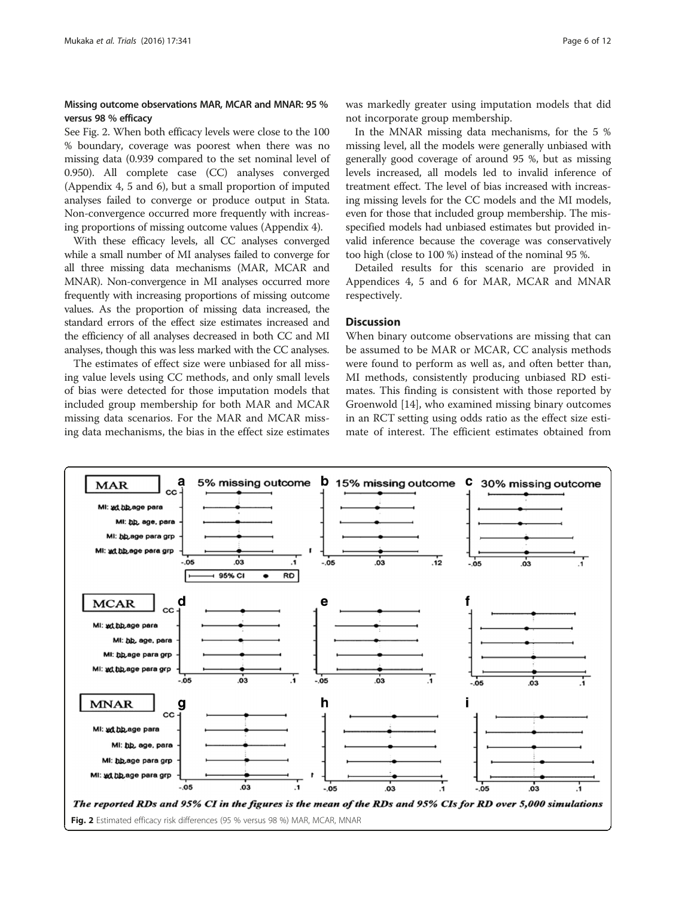### Missing outcome observations MAR, MCAR and MNAR: 95 % versus 98 % efficacy

See Fig. 2. When both efficacy levels were close to the 100 % boundary, coverage was poorest when there was no missing data (0.939 compared to the set nominal level of 0.950). All complete case (CC) analyses converged (Appendix 4, 5 and 6), but a small proportion of imputed analyses failed to converge or produce output in Stata. Non-convergence occurred more frequently with increasing proportions of missing outcome values (Appendix 4).

With these efficacy levels, all CC analyses converged while a small number of MI analyses failed to converge for all three missing data mechanisms (MAR, MCAR and MNAR). Non-convergence in MI analyses occurred more frequently with increasing proportions of missing outcome values. As the proportion of missing data increased, the standard errors of the effect size estimates increased and the efficiency of all analyses decreased in both CC and MI analyses, though this was less marked with the CC analyses.

The estimates of effect size were unbiased for all missing value levels using CC methods, and only small levels of bias were detected for those imputation models that included group membership for both MAR and MCAR missing data scenarios. For the MAR and MCAR missing data mechanisms, the bias in the effect size estimates was markedly greater using imputation models that did not incorporate group membership.

In the MNAR missing data mechanisms, for the 5 % missing level, all the models were generally unbiased with generally good coverage of around 95 %, but as missing levels increased, all models led to invalid inference of treatment effect. The level of bias increased with increasing missing levels for the CC models and the MI models, even for those that included group membership. The misspecified models had unbiased estimates but provided invalid inference because the coverage was conservatively too high (close to 100 %) instead of the nominal 95 %.

Detailed results for this scenario are provided in Appendices 4, 5 and 6 for MAR, MCAR and MNAR respectively.

## Discussion

When binary outcome observations are missing that can be assumed to be MAR or MCAR, CC analysis methods were found to perform as well as, and often better than, MI methods, consistently producing unbiased RD estimates. This finding is consistent with those reported by Groenwold [14], who examined missing binary outcomes in an RCT setting using odds ratio as the effect size estimate of interest. The efficient estimates obtained from

*The reported RDs and 95% CI in the figures is the mean of the RDs and 95% CIs for RD over 5,000 simulations*

**Fig. 2** Estimated efficacy risk differences (95 % versus 98 %) MAR, MCAR, MNAR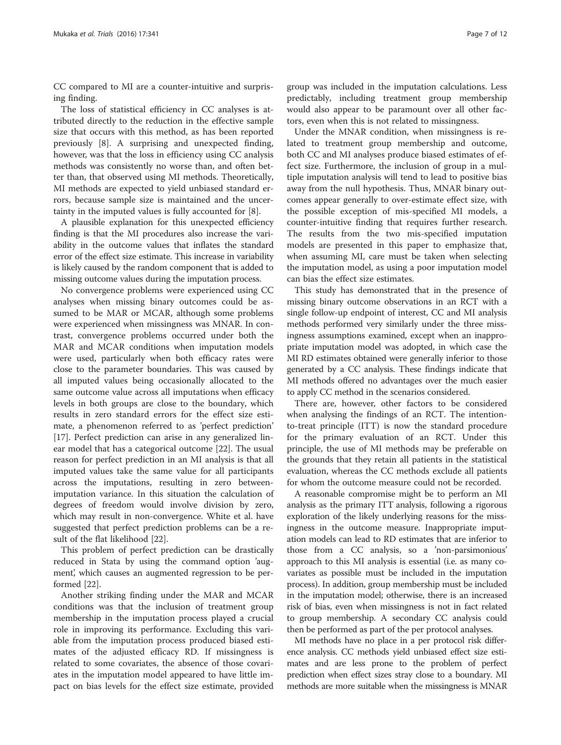CC compared to MI are a counter-intuitive and surprising finding.

The loss of statistical efficiency in CC analyses is attributed directly to the reduction in the effective sample size that occurs with this method, as has been reported previously [8]. A surprising and unexpected finding, however, was that the loss in efficiency using CC analysis methods was consistently no worse than, and often better than, that observed using MI methods. Theoretically, MI methods are expected to yield unbiased standard errors, because sample size is maintained and the uncertainty in the imputed values is fully accounted for [8].

A plausible explanation for this unexpected efficiency finding is that the MI procedures also increase the variability in the outcome values that inflates the standard error of the effect size estimate. This increase in variability is likely caused by the random component that is added to missing outcome values during the imputation process.

No convergence problems were experienced using CC analyses when missing binary outcomes could be assumed to be MAR or MCAR, although some problems were experienced when missingness was MNAR. In contrast, convergence problems occurred under both the MAR and MCAR conditions when imputation models were used, particularly when both efficacy rates were close to the parameter boundaries. This was caused by all imputed values being occasionally allocated to the same outcome value across all imputations when efficacy levels in both groups are close to the boundary, which results in zero standard errors for the effect size estimate, a phenomenon referred to as 'perfect prediction' [17]. Perfect prediction can arise in any generalized linear model that has a categorical outcome [22]. The usual reason for perfect prediction in an MI analysis is that all imputed values take the same value for all participants across the imputations, resulting in zero between-imputation variance. In this situation the calculation of degrees of freedom would involve division by zero, which may result in non-convergence. White et al. have suggested that perfect prediction problems can be a result of the flat likelihood [22].

This problem of perfect prediction can be drastically reduced in Stata by using the command option 'augment', which causes an augmented regression to be performed [22].

Another striking finding under the MAR and MCAR conditions was that the inclusion of treatment group membership in the imputation process played a crucial role in improving its performance. Excluding this variable from the imputation process produced biased estimates of the adjusted efficacy RD. If missingness is related to some covariates, the absence of those covariates in the imputation model appeared to have little impact on bias levels for the effect size estimate, provided group was included in the imputation calculations. Less predictably, including treatment group membership would also appear to be paramount over all other factors, even when this is not related to missingness.

Under the MNAR condition, when missingness is related to treatment group membership and outcome, both CC and MI analyses produce biased estimates of effect size. Furthermore, the inclusion of group in a multiple imputation analysis will tend to lead to positive bias away from the null hypothesis. Thus, MNAR binary outcomes appear generally to over-estimate effect size, with the possible exception of mis-specified MI models, a counter-intuitive finding that requires further research. The results from the two mis-specified imputation models are presented in this paper to emphasize that, when assuming MI, care must be taken when selecting the imputation model, as using a poor imputation model can bias the effect size estimates.

This study has demonstrated that in the presence of missing binary outcome observations in an RCT with a single follow-up endpoint of interest, CC and MI analysis methods performed very similarly under the three missingness assumptions examined, except when an inappropriate imputation model was adopted, in which case the MI RD estimates obtained were generally inferior to those generated by a CC analysis. These findings indicate that MI methods offered no advantages over the much easier to apply CC method in the scenarios considered.

There are, however, other factors to be considered when analysing the findings of an RCT. The intention-to-treat principle (ITT) is now the standard procedure for the primary evaluation of an RCT. Under this principle, the use of MI methods may be preferable on the grounds that they retain all patients in the statistical evaluation, whereas the CC methods exclude all patients for whom the outcome measure could not be recorded.

A reasonable compromise might be to perform an MI analysis as the primary ITT analysis, following a rigorous exploration of the likely underlying reasons for the missingness in the outcome measure. Inappropriate imputation models can lead to RD estimates that are inferior to those from a CC analysis, so a 'non-parsimonious' approach to this MI analysis is essential (i.e. as many covariates as possible must be included in the imputation process). In addition, group membership must be included in the imputation model; otherwise, there is an increased risk of bias, even when missingness is not in fact related to group membership. A secondary CC analysis could then be performed as part of the per protocol analyses.

MI methods have no place in a per protocol risk difference analysis. CC methods yield unbiased effect size estimates and are less prone to the problem of perfect prediction when effect sizes stray close to a boundary. MI methods are more suitable when the missingness is MNAR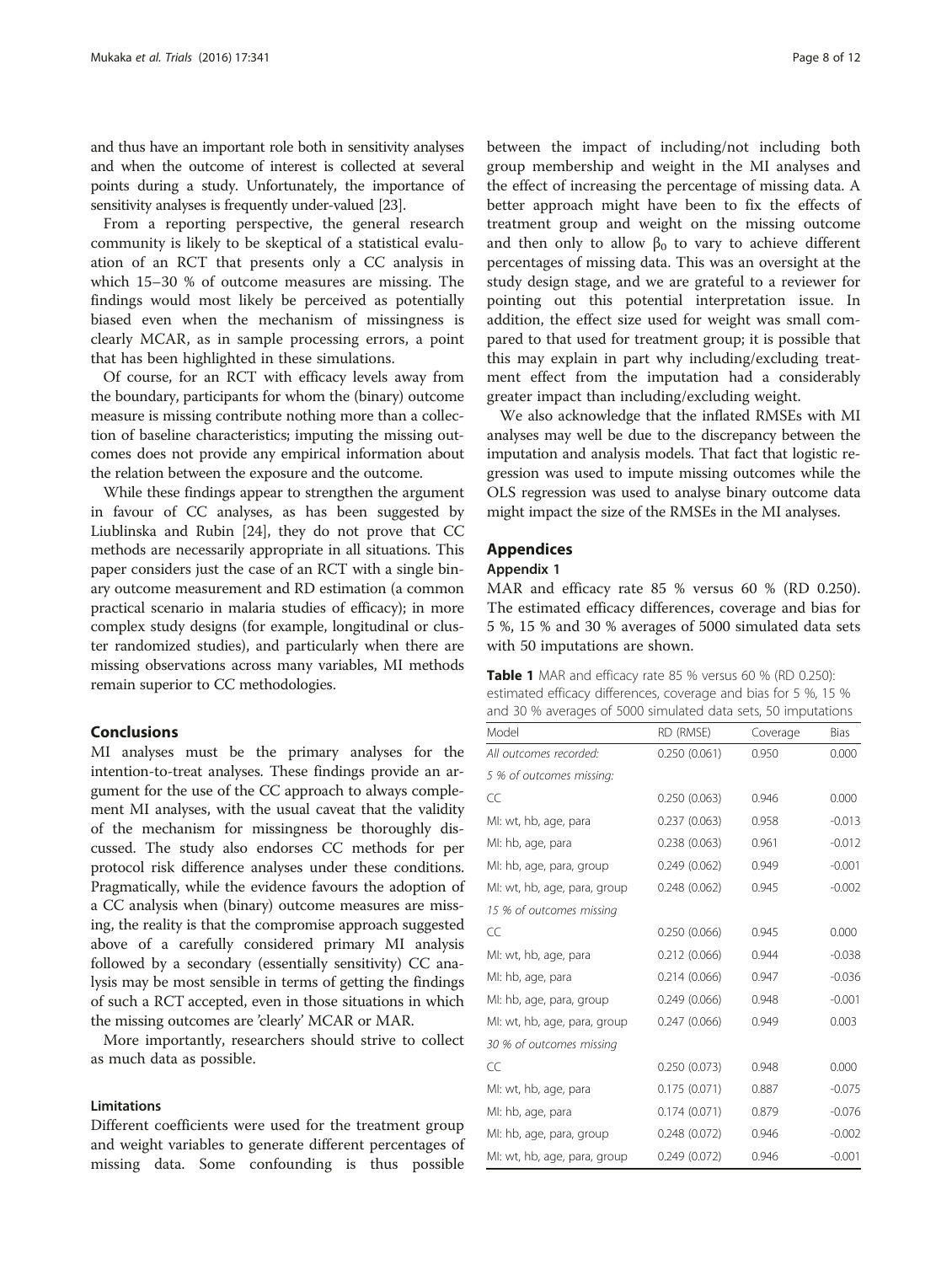and thus have an important role both in sensitivity analyses and when the outcome of interest is collected at several points during a study. Unfortunately, the importance of sensitivity analyses is frequently under-valued [23].

From a reporting perspective, the general research community is likely to be skeptical of a statistical evaluation of an RCT that presents only a CC analysis in which 15–30 % of outcome measures are missing. The findings would most likely be perceived as potentially biased even when the mechanism of missingness is clearly MCAR, as in sample processing errors, a point that has been highlighted in these simulations.

Of course, for an RCT with efficacy levels away from the boundary, participants for whom the (binary) outcome measure is missing contribute nothing more than a collection of baseline characteristics; imputing the missing outcomes does not provide any empirical information about the relation between the exposure and the outcome.

While these findings appear to strengthen the argument in favour of CC analyses, as has been suggested by Liublinska and Rubin [24], they do not prove that CC methods are necessarily appropriate in all situations. This paper considers just the case of an RCT with a single binary outcome measurement and RD estimation (a common practical scenario in malaria studies of efficacy); in more complex study designs (for example, longitudinal or cluster randomized studies), and particularly when there are missing observations across many variables, MI methods remain superior to CC methodologies.

## Conclusions

MI analyses must be the primary analyses for the intention-to-treat analyses. These findings provide an argument for the use of the CC approach to always complement MI analyses, with the usual caveat that the validity of the mechanism for missingness be thoroughly discussed. The study also endorses CC methods for per protocol risk difference analyses under these conditions. Pragmatically, while the evidence favours the adoption of a CC analysis when (binary) outcome measures are missing, the reality is that the compromise approach suggested above of a carefully considered primary MI analysis followed by a secondary (essentially sensitivity) CC analysis may be most sensible in terms of getting the findings of such a RCT accepted, even in those situations in which the missing outcomes are 'clearly' MCAR or MAR.

More importantly, researchers should strive to collect as much data as possible.

### Limitations

Different coefficients were used for the treatment group and weight variables to generate different percentages of missing data. Some confounding is thus possible between the impact of including/not including both group membership and weight in the MI analyses and the effect of increasing the percentage of missing data. A better approach might have been to fix the effects of treatment group and weight on the missing outcome and then only to allow $\beta_0$ to vary to achieve different percentages of missing data. This was an oversight at the study design stage, and we are grateful to a reviewer for pointing out this potential interpretation issue. In addition, the effect size used for weight was small compared to that used for treatment group; it is possible that this may explain in part why including/excluding treatment effect from the imputation had a considerably greater impact than including/excluding weight.

We also acknowledge that the inflated RMSEs with MI analyses may well be due to the discrepancy between the imputation and analysis models. That fact that logistic regression was used to impute missing outcomes while the OLS regression was used to analyse binary outcome data might impact the size of the RMSEs in the MI analyses.

## Appendices

### Appendix 1

MAR and efficacy rate 85 % versus 60 % (RD 0.250). The estimated efficacy differences, coverage and bias for 5 %, 15 % and 30 % averages of 5000 simulated data sets with 50 imputations are shown.

**Table 1** MAR and efficacy rate 85 % versus 60 % (RD 0.250): estimated efficacy differences, coverage and bias for 5 %, 15 % and 30 % averages of 5000 simulated data sets, 50 imputations

| Model | RD (RMSE) | Coverage | Bias |
|---|---|---|---|
| *All outcomes recorded:* | 0.250 (0.061) | 0.950 | 0.000 |
| *5 % of outcomes missing:* | | | |
| CC | 0.250 (0.063) | 0.946 | 0.000 |
| MI: wt, hb, age, para | 0.237 (0.063) | 0.958 | -0.013 |
| MI: hb, age, para | 0.238 (0.063) | 0.961 | -0.012 |
| MI: hb, age, para, group | 0.249 (0.062) | 0.949 | -0.001 |
| MI: wt, hb, age, para, group | 0.248 (0.062) | 0.945 | -0.002 |
| *15 % of outcomes missing* | | | |
| CC | 0.250 (0.066) | 0.945 | 0.000 |
| MI: wt, hb, age, para | 0.212 (0.066) | 0.944 | -0.038 |
| MI: hb, age, para | 0.214 (0.066) | 0.947 | -0.036 |
| MI: hb, age, para, group | 0.249 (0.066) | 0.948 | -0.001 |
| MI: wt, hb, age, para, group | 0.247 (0.066) | 0.949 | 0.003 |
| *30 % of outcomes missing* | | | |
| CC | 0.250 (0.073) | 0.948 | 0.000 |
| MI: wt, hb, age, para | 0.175 (0.071) | 0.887 | -0.075 |
| MI: hb, age, para | 0.174 (0.071) | 0.879 | -0.076 |
| MI: hb, age, para, group | 0.248 (0.072) | 0.946 | -0.002 |
| MI: wt, hb, age, para, group | 0.249 (0.072) | 0.946 | -0.001 |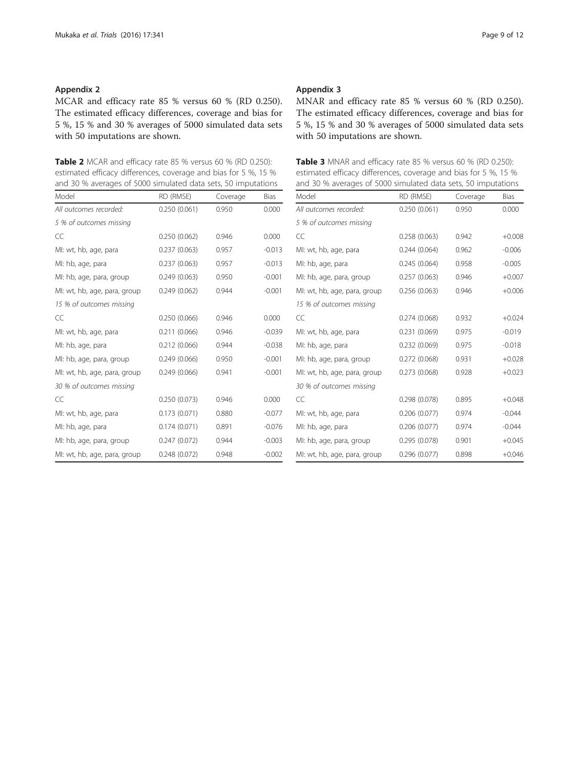## Appendix 2

MCAR and efficacy rate 85 % versus 60 % (RD 0.250). The estimated efficacy differences, coverage and bias for 5 %, 15 % and 30 % averages of 5000 simulated data sets with 50 imputations are shown.

**Table 2** MCAR and efficacy rate 85 % versus 60 % (RD 0.250): estimated efficacy differences, coverage and bias for 5 %, 15 % and 30 % averages of 5000 simulated data sets, 50 imputations

| Model | RD (RMSE) | Coverage | Bias |
|---|---|---|---|
| *All outcomes recorded:* | 0.250 (0.061) | 0.950 | 0.000 |
| *5 % of outcomes missing* | | | |
| CC | 0.250 (0.062) | 0.946 | 0.000 |
| MI: wt, hb, age, para | 0.237 (0.063) | 0.957 | -0.013 |
| MI: hb, age, para | 0.237 (0.063) | 0.957 | -0.013 |
| MI: hb, age, para, group | 0.249 (0.063) | 0.950 | -0.001 |
| MI: wt, hb, age, para, group | 0.249 (0.062) | 0.944 | -0.001 |
| *15 % of outcomes missing* | | | |
| CC | 0.250 (0.066) | 0.946 | 0.000 |
| MI: wt, hb, age, para | 0.211 (0.066) | 0.946 | -0.039 |
| MI: hb, age, para | 0.212 (0.066) | 0.944 | -0.038 |
| MI: hb, age, para, group | 0.249 (0.066) | 0.950 | -0.001 |
| MI: wt, hb, age, para, group | 0.249 (0.066) | 0.941 | -0.001 |
| *30 % of outcomes missing* | | | |
| CC | 0.250 (0.073) | 0.946 | 0.000 |
| MI: wt, hb, age, para | 0.173 (0.071) | 0.880 | -0.077 |
| MI: hb, age, para | 0.174 (0.071) | 0.891 | -0.076 |
| MI: hb, age, para, group | 0.247 (0.072) | 0.944 | -0.003 |
| MI: wt, hb, age, para, group | 0.248 (0.072) | 0.948 | -0.002 |

## Appendix 3

MNAR and efficacy rate 85 % versus 60 % (RD 0.250). The estimated efficacy differences, coverage and bias for 5 %, 15 % and 30 % averages of 5000 simulated data sets with 50 imputations are shown.

**Table 3** MNAR and efficacy rate 85 % versus 60 % (RD 0.250): estimated efficacy differences, coverage and bias for 5 %, 15 % and 30 % averages of 5000 simulated data sets, 50 imputations

| Model | RD (RMSE) | Coverage | Bias |
|---|---|---|---|
| *All outcomes recorded:* | 0.250 (0.061) | 0.950 | 0.000 |
| *5 % of outcomes missing* | | | |
| CC | 0.258 (0.063) | 0.942 | +0.008 |
| MI: wt, hb, age, para | 0.244 (0.064) | 0.962 | -0.006 |
| MI: hb, age, para | 0.245 (0.064) | 0.958 | -0.005 |
| MI: hb, age, para, group | 0.257 (0.063) | 0.946 | +0.007 |
| MI: wt, hb, age, para, group | 0.256 (0.063) | 0.946 | +0.006 |
| *15 % of outcomes missing* | | | |
| CC | 0.274 (0.068) | 0.932 | +0.024 |
| MI: wt, hb, age, para | 0.231 (0.069) | 0.975 | -0.019 |
| MI: hb, age, para | 0.232 (0.069) | 0.975 | -0.018 |
| MI: hb, age, para, group | 0.272 (0.068) | 0.931 | +0.028 |
| MI: wt, hb, age, para, group | 0.273 (0.068) | 0.928 | +0.023 |
| *30 % of outcomes missing* | | | |
| CC | 0.298 (0.078) | 0.895 | +0.048 |
| MI: wt, hb, age, para | 0.206 (0.077) | 0.974 | -0.044 |
| MI: hb, age, para | 0.206 (0.077) | 0.974 | -0.044 |
| MI: hb, age, para, group | 0.295 (0.078) | 0.901 | +0.045 |
| MI: wt, hb, age, para, group | 0.296 (0.077) | 0.898 | +0.046 |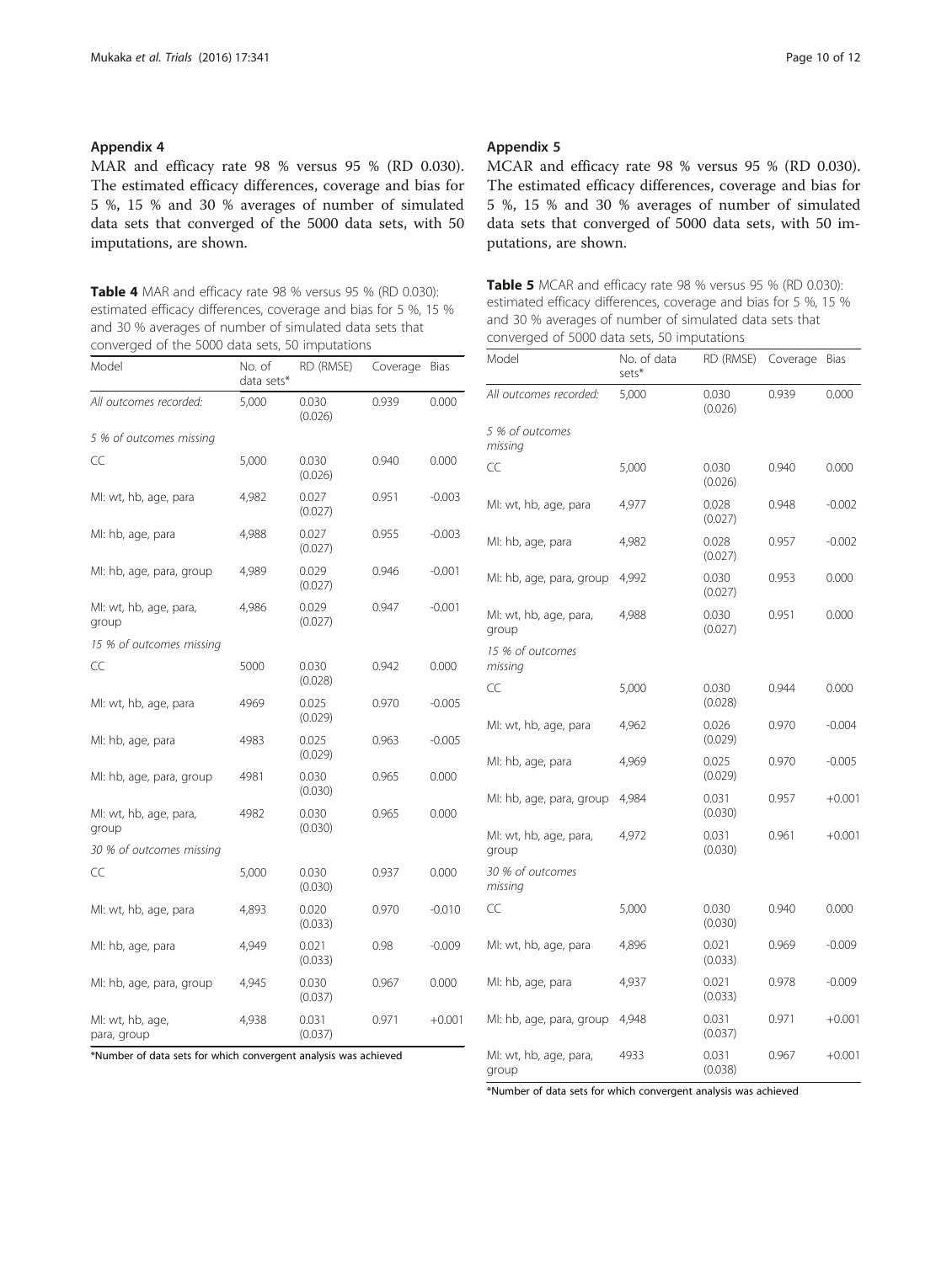## Appendix 4

MAR and efficacy rate 98 % versus 95 % (RD 0.030). The estimated efficacy differences, coverage and bias for 5 %, 15 % and 30 % averages of number of simulated data sets that converged of the 5000 data sets, with 50 imputations, are shown.

**Table 4** MAR and efficacy rate 98 % versus 95 % (RD 0.030): estimated efficacy differences, coverage and bias for 5 %, 15 % and 30 % averages of number of simulated data sets that converged of the 5000 data sets, 50 imputations

| Model | No. of data sets* | RD (RMSE) | Coverage | Bias |
|---|---|---|---|---|
| *All outcomes recorded:* | 5,000 | 0.030 (0.026) | 0.939 | 0.000 |
| *5 % of outcomes missing* | | | | |
| CC | 5,000 | 0.030 (0.026) | 0.940 | 0.000 |
| MI: wt, hb, age, para | 4,982 | 0.027 (0.027) | 0.951 | -0.003 |
| MI: hb, age, para | 4,988 | 0.027 (0.027) | 0.955 | -0.003 |
| MI: hb, age, para, group | 4,989 | 0.029 (0.027) | 0.946 | -0.001 |
| MI: wt, hb, age, para, group | 4,986 | 0.029 (0.027) | 0.947 | -0.001 |
| *15 % of outcomes missing* | | | | |
| CC | 5000 | 0.030 (0.028) | 0.942 | 0.000 |
| MI: wt, hb, age, para | 4969 | 0.025 (0.029) | 0.970 | -0.005 |
| MI: hb, age, para | 4983 | 0.025 (0.029) | 0.963 | -0.005 |
| MI: hb, age, para, group | 4981 | 0.030 (0.030) | 0.965 | 0.000 |
| MI: wt, hb, age, para, group | 4982 | 0.030 (0.030) | 0.965 | 0.000 |
| *30 % of outcomes missing* | | | | |
| CC | 5,000 | 0.030 (0.030) | 0.937 | 0.000 |
| MI: wt, hb, age, para | 4,893 | 0.020 (0.033) | 0.970 | -0.010 |
| MI: hb, age, para | 4,949 | 0.021 (0.033) | 0.98 | -0.009 |
| MI: hb, age, para, group | 4,945 | 0.030 (0.037) | 0.967 | 0.000 |
| MI: wt, hb, age, para, group | 4,938 | 0.031 (0.037) | 0.971 | +0.001 |

*Number of data sets for which convergent analysis was achieved

## Appendix 5

MCAR and efficacy rate 98 % versus 95 % (RD 0.030). The estimated efficacy differences, coverage and bias for 5 %, 15 % and 30 % averages of number of simulated data sets that converged of 5000 data sets, with 50 imputations, are shown.

**Table 5** MCAR and efficacy rate 98 % versus 95 % (RD 0.030): estimated efficacy differences, coverage and bias for 5 %, 15 % and 30 % averages of number of simulated data sets that converged of 5000 data sets, 50 imputations

| Model | No. of data sets* | RD (RMSE) | Coverage | Bias |
|---|---|---|---|---|
| *All outcomes recorded:* | 5,000 | 0.030 (0.026) | 0.939 | 0.000 |
| *5 % of outcomes missing* | | | | |
| CC | 5,000 | 0.030 (0.026) | 0.940 | 0.000 |
| MI: wt, hb, age, para | 4,977 | 0.028 (0.027) | 0.948 | -0.002 |
| MI: hb, age, para | 4,982 | 0.028 (0.027) | 0.957 | -0.002 |
| MI: hb, age, para, group | 4,992 | 0.030 (0.027) | 0.953 | 0.000 |
| MI: wt, hb, age, para, group | 4,988 | 0.030 (0.027) | 0.951 | 0.000 |
| *15 % of outcomes missing* | | | | |
| CC | 5,000 | 0.030 (0.028) | 0.944 | 0.000 |
| MI: wt, hb, age, para | 4,962 | 0.026 (0.029) | 0.970 | -0.004 |
| MI: hb, age, para | 4,969 | 0.025 (0.029) | 0.970 | -0.005 |
| MI: hb, age, para, group | 4,984 | 0.031 (0.030) | 0.957 | +0.001 |
| MI: wt, hb, age, para, group | 4,972 | 0.031 (0.030) | 0.961 | +0.001 |
| *30 % of outcomes missing* | | | | |
| CC | 5,000 | 0.030 (0.030) | 0.940 | 0.000 |
| MI: wt, hb, age, para | 4,896 | 0.021 (0.033) | 0.969 | -0.009 |
| MI: hb, age, para | 4,937 | 0.021 (0.033) | 0.978 | -0.009 |
| MI: hb, age, para, group | 4,948 | 0.031 (0.037) | 0.971 | +0.001 |
| MI: wt, hb, age, para, group | 4933 | 0.031 (0.038) | 0.967 | +0.001 |

*Number of data sets for which convergent analysis was achieved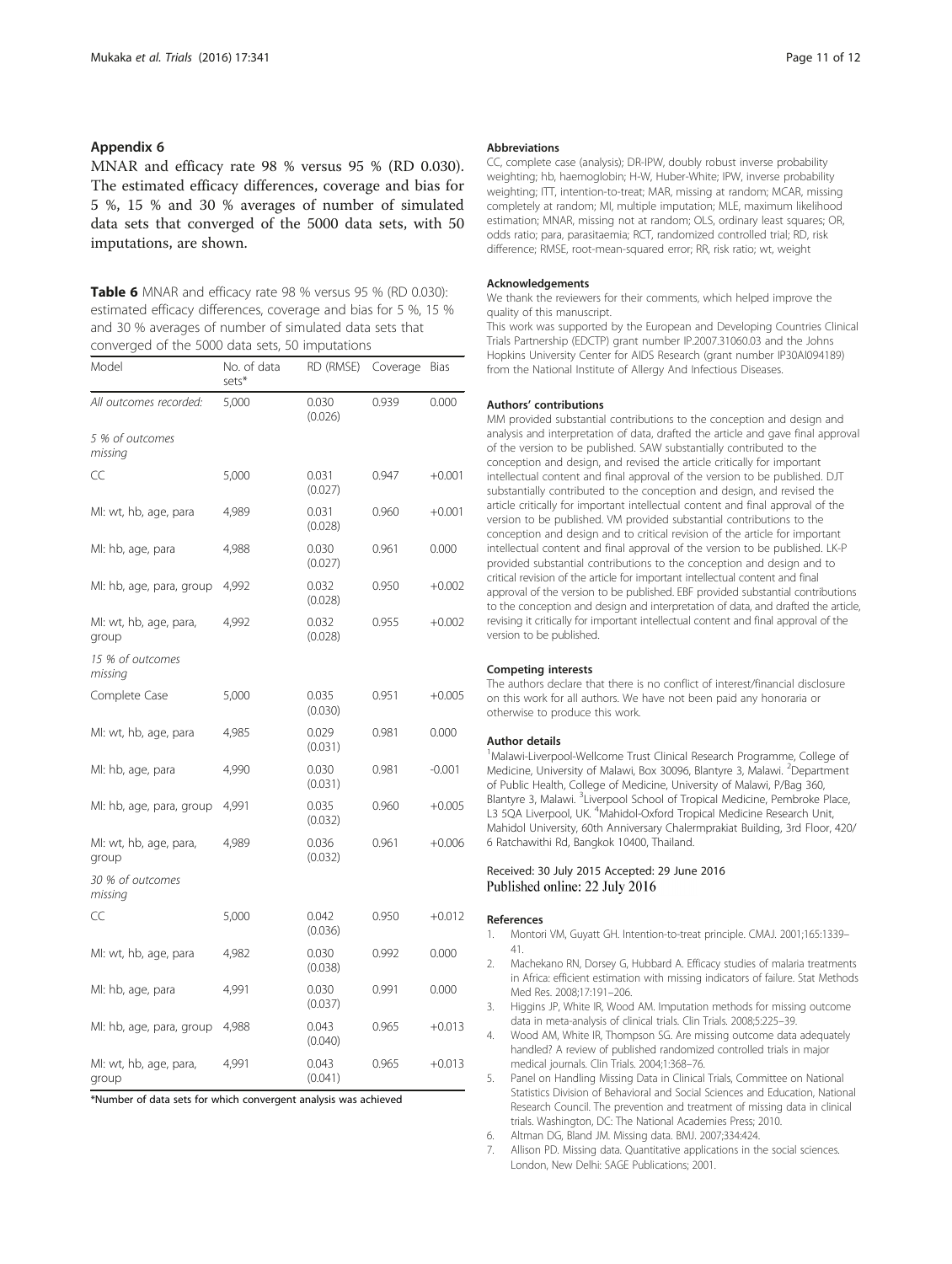## Appendix 6

MNAR and efficacy rate 98 % versus 95 % (RD 0.030). The estimated efficacy differences, coverage and bias for 5 %, 15 % and 30 % averages of number of simulated data sets that converged of the 5000 data sets, with 50 imputations, are shown.

**Table 6** MNAR and efficacy rate 98 % versus 95 % (RD 0.030): estimated efficacy differences, coverage and bias for 5 %, 15 % and 30 % averages of number of simulated data sets that converged of the 5000 data sets, 50 imputations

| Model | No. of data sets* | RD (RMSE) | Coverage | Bias |
|---|---|---|---|---|
| *All outcomes recorded:* | 5,000 | 0.030 (0.026) | 0.939 | 0.000 |
| *5 % of outcomes missing* | | | | |
| CC | 5,000 | 0.031 (0.027) | 0.947 | +0.001 |
| MI: wt, hb, age, para | 4,989 | 0.031 (0.028) | 0.960 | +0.001 |
| MI: hb, age, para | 4,988 | 0.030 (0.027) | 0.961 | 0.000 |
| MI: hb, age, para, group | 4,992 | 0.032 (0.028) | 0.950 | +0.002 |
| MI: wt, hb, age, para, group | 4,992 | 0.032 (0.028) | 0.955 | +0.002 |
| *15 % of outcomes missing* | | | | |
| Complete Case | 5,000 | 0.035 (0.030) | 0.951 | +0.005 |
| MI: wt, hb, age, para | 4,985 | 0.029 (0.031) | 0.981 | 0.000 |
| MI: hb, age, para | 4,990 | 0.030 (0.031) | 0.981 | -0.001 |
| MI: hb, age, para, group | 4,991 | 0.035 (0.032) | 0.960 | +0.005 |
| MI: wt, hb, age, para, group | 4,989 | 0.036 (0.032) | 0.961 | +0.006 |
| *30 % of outcomes missing* | | | | |
| CC | 5,000 | 0.042 (0.036) | 0.950 | +0.012 |
| MI: wt, hb, age, para | 4,982 | 0.030 (0.038) | 0.992 | 0.000 |
| MI: hb, age, para | 4,991 | 0.030 (0.037) | 0.991 | 0.000 |
| MI: hb, age, para, group | 4,988 | 0.043 (0.040) | 0.965 | +0.013 |
| MI: wt, hb, age, para, group | 4,991 | 0.043 (0.041) | 0.965 | +0.013 |

*Number of data sets for which convergent analysis was achieved

### Abbreviations

CC, complete case (analysis); DR-IPW, doubly robust inverse probability weighting; hb, haemoglobin; H-W, Huber-White; IPW, inverse probability weighting; ITT, intention-to-treat; MAR, missing at random; MCAR, missing completely at random; MI, multiple imputation; MLE, maximum likelihood estimation; MNAR, missing not at random; OLS, ordinary least squares; OR, odds ratio; para, parasitaemia; RCT, randomized controlled trial; RD, risk difference; RMSE, root-mean-squared error; RR, risk ratio; wt, weight

### Acknowledgements

We thank the reviewers for their comments, which helped improve the quality of this manuscript.

This work was supported by the European and Developing Countries Clinical Trials Partnership (EDCTP) grant number IP.2007.31060.03 and the Johns Hopkins University Center for AIDS Research (grant number IP30AI094189) from the National Institute of Allergy And Infectious Diseases.

### Authors' contributions

MM provided substantial contributions to the conception and design and analysis and interpretation of data, drafted the article and gave final approval of the version to be published. SAW substantially contributed to the conception and design, and revised the article critically for important intellectual content and final approval of the version to be published. DJT substantially contributed to the conception and design, and revised the article critically for important intellectual content and final approval of the version to be published. VM provided substantial contributions to the conception and design and to critical revision of the article for important intellectual content and final approval of the version to be published. LK-P provided substantial contributions to the conception and design and to critical revision of the article for important intellectual content and final approval of the version to be published. EBF provided substantial contributions to the conception and design and interpretation of data, and drafted the article, revising it critically for important intellectual content and final approval of the version to be published.

### Competing interests

The authors declare that there is no conflict of interest/financial disclosure on this work for all authors. We have not been paid any honoraria or otherwise to produce this work.

### Author details

[1]Malawi-Liverpool-Wellcome Trust Clinical Research Programme, College of Medicine, University of Malawi, Box 30096, Blantyre 3, Malawi. [2]Department of Public Health, College of Medicine, University of Malawi, P/Bag 360, Blantyre 3, Malawi. [3]Liverpool School of Tropical Medicine, Pembroke Place, L3 5QA Liverpool, UK. [4]Mahidol-Oxford Tropical Medicine Research Unit, Mahidol University, 60th Anniversary Chalermprakiat Building, 3rd Floor, 420/6 Ratchawithi Rd, Bangkok 10400, Thailand.

Received: 30 July 2015 Accepted: 29 June 2016
Published online: 22 July 2016

### References

1. Montori VM, Guyatt GH. Intention-to-treat principle. CMAJ. 2001;165:1339–41.
2. Machekano RN, Dorsey G, Hubbard A. Efficacy studies of malaria treatments in Africa: efficient estimation with missing indicators of failure. Stat Methods Med Res. 2008;17:191–206.
3. Higgins JP, White IR, Wood AM. Imputation methods for missing outcome data in meta-analysis of clinical trials. Clin Trials. 2008;5:225–39.
4. Wood AM, White IR, Thompson SG. Are missing outcome data adequately handled? A review of published randomized controlled trials in major medical journals. Clin Trials. 2004;1:368–76.
5. Panel on Handling Missing Data in Clinical Trials, Committee on National Statistics Division of Behavioral and Social Sciences and Education, National Research Council. The prevention and treatment of missing data in clinical trials. Washington, DC: The National Academies Press; 2010.
6. Altman DG, Bland JM. Missing data. BMJ. 2007;334:424.
7. Allison PD. Missing data. Quantitative applications in the social sciences. London, New Delhi: SAGE Publications; 2001.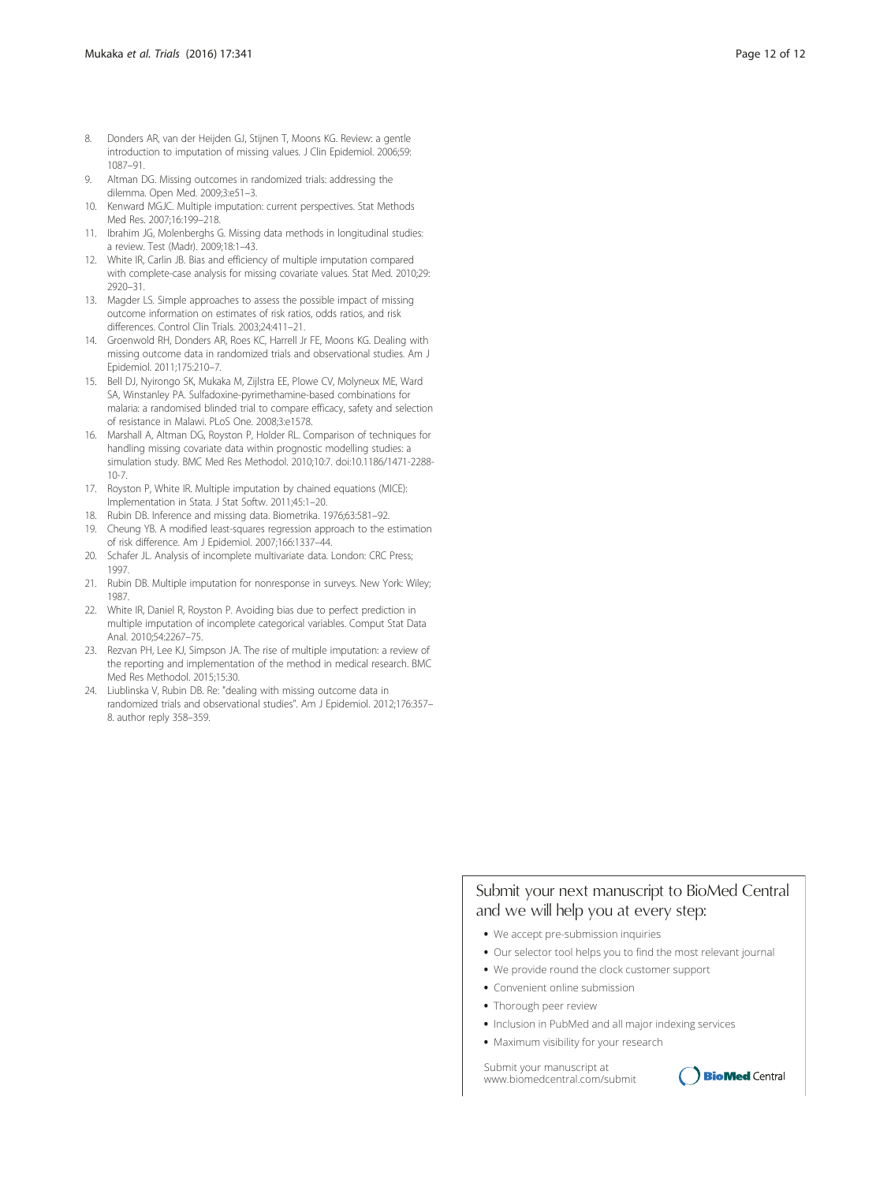8. Donders AR, van der Heijden GJ, Stijnen T, Moons KG. Review: a gentle introduction to imputation of missing values. J Clin Epidemiol. 2006;59: 1087–91.
9. Altman DG. Missing outcomes in randomized trials: addressing the dilemma. Open Med. 2009;3:e51–3.
10. Kenward MGJC. Multiple imputation: current perspectives. Stat Methods Med Res. 2007;16:199–218.
11. Ibrahim JG, Molenberghs G. Missing data methods in longitudinal studies: a review. Test (Madr). 2009;18:1–43.
12. White IR, Carlin JB. Bias and efficiency of multiple imputation compared with complete-case analysis for missing covariate values. Stat Med. 2010;29: 2920–31.
13. Magder LS. Simple approaches to assess the possible impact of missing outcome information on estimates of risk ratios, odds ratios, and risk differences. Control Clin Trials. 2003;24:411–21.
14. Groenwold RH, Donders AR, Roes KC, Harrell Jr FE, Moons KG. Dealing with missing outcome data in randomized trials and observational studies. Am J Epidemiol. 2011;175:210–7.
15. Bell DJ, Nyirongo SK, Mukaka M, Zijlstra EE, Plowe CV, Molyneux ME, Ward SA, Winstanley PA. Sulfadoxine-pyrimethamine-based combinations for malaria: a randomised blinded trial to compare efficacy, safety and selection of resistance in Malawi. PLoS One. 2008;3:e1578.
16. Marshall A, Altman DG, Royston P, Holder RL. Comparison of techniques for handling missing covariate data within prognostic modelling studies: a simulation study. BMC Med Res Methodol. 2010;10:7. doi:10.1186/1471-2288-10-7.
17. Royston P, White IR. Multiple imputation by chained equations (MICE): Implementation in Stata. J Stat Softw. 2011;45:1–20.
18. Rubin DB. Inference and missing data. Biometrika. 1976;63:581–92.
19. Cheung YB. A modified least-squares regression approach to the estimation of risk difference. Am J Epidemiol. 2007;166:1337–44.
20. Schafer JL. Analysis of incomplete multivariate data. London: CRC Press; 1997.
21. Rubin DB. Multiple imputation for nonresponse in surveys. New York: Wiley; 1987.
22. White IR, Daniel R, Royston P. Avoiding bias due to perfect prediction in multiple imputation of incomplete categorical variables. Comput Stat Data Anal. 2010;54:2267–75.
23. Rezvan PH, Lee KJ, Simpson JA. The rise of multiple imputation: a review of the reporting and implementation of the method in medical research. BMC Med Res Methodol. 2015;15:30.
24. Liublinska V, Rubin DB. Re: "dealing with missing outcome data in randomized trials and observational studies". Am J Epidemiol. 2012;176:357–8. author reply 358–359.

Submit your next manuscript to BioMed Central and we will help you at every step:

- We accept pre-submission inquiries
- Our selector tool helps you to find the most relevant journal
- We provide round the clock customer support
- Convenient online submission
- Thorough peer review
- Inclusion in PubMed and all major indexing services
- Maximum visibility for your research

Submit your manuscript at www.biomedcentral.com/submit

BioMed Central